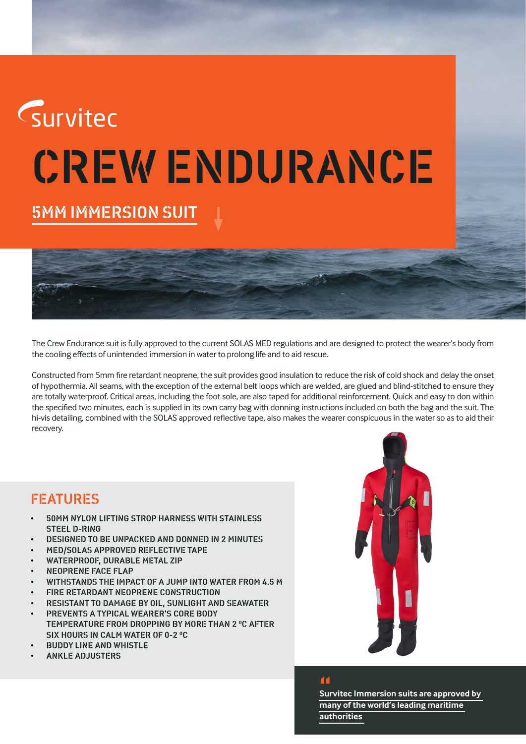survitec

# CREW ENDURANCE

## 5MM IMMERSION SUIT

The Crew Endurance suit is fully approved to the current SOLAS MED regulations and are designed to protect the wearer's body from the cooling effects of unintended immersion in water to prolong life and to aid rescue.

Constructed from 5mm fire retardant neoprene, the suit provides good insulation to reduce the risk of cold shock and delay the onset of hypothermia. All seams, with the exception of the external belt loops which are welded, are glued and blind-stitched to ensure they are totally waterproof. Critical areas, including the foot sole, are also taped for additional reinforcement. Quick and easy to don within the specified two minutes, each is supplied in its own carry bag with donning instructions included on both the bag and the suit. The hi-vis detailing, combined with the SOLAS approved reflective tape, also makes the wearer conspicuous in the water so as to aid their recovery.

## FEATURES

- 50MM NYLON LIFTING STROP HARNESS WITH STAINLESS STEEL D-RING
- DESIGNED TO BE UNPACKED AND DONNED IN 2 MINUTES
- MED/SOLAS APPROVED REFLECTIVE TAPE
- WATERPROOF, DURABLE METAL ZIP
- NEOPRENE FACE FLAP
- WITHSTANDS THE IMPACT OF A JUMP INTO WATER FROM 4.5 M
- FIRE RETARDANT NEOPRENE CONSTRUCTION
- RESISTANT TO DAMAGE BY OIL, SUNLIGHT AND SEAWATER
- PREVENTS A TYPICAL WEARER'S CORE BODY TEMPERATURE FROM DROPPING BY MORE THAN 2 °C AFTER SIX HOURS IN CALM WATER OF 0-2 °C
- BUDDY LINE AND WHISTLE
- ANKLE ADJUSTERS

> **Survitec Immersion suits are approved by many of the world's leading maritime authorities**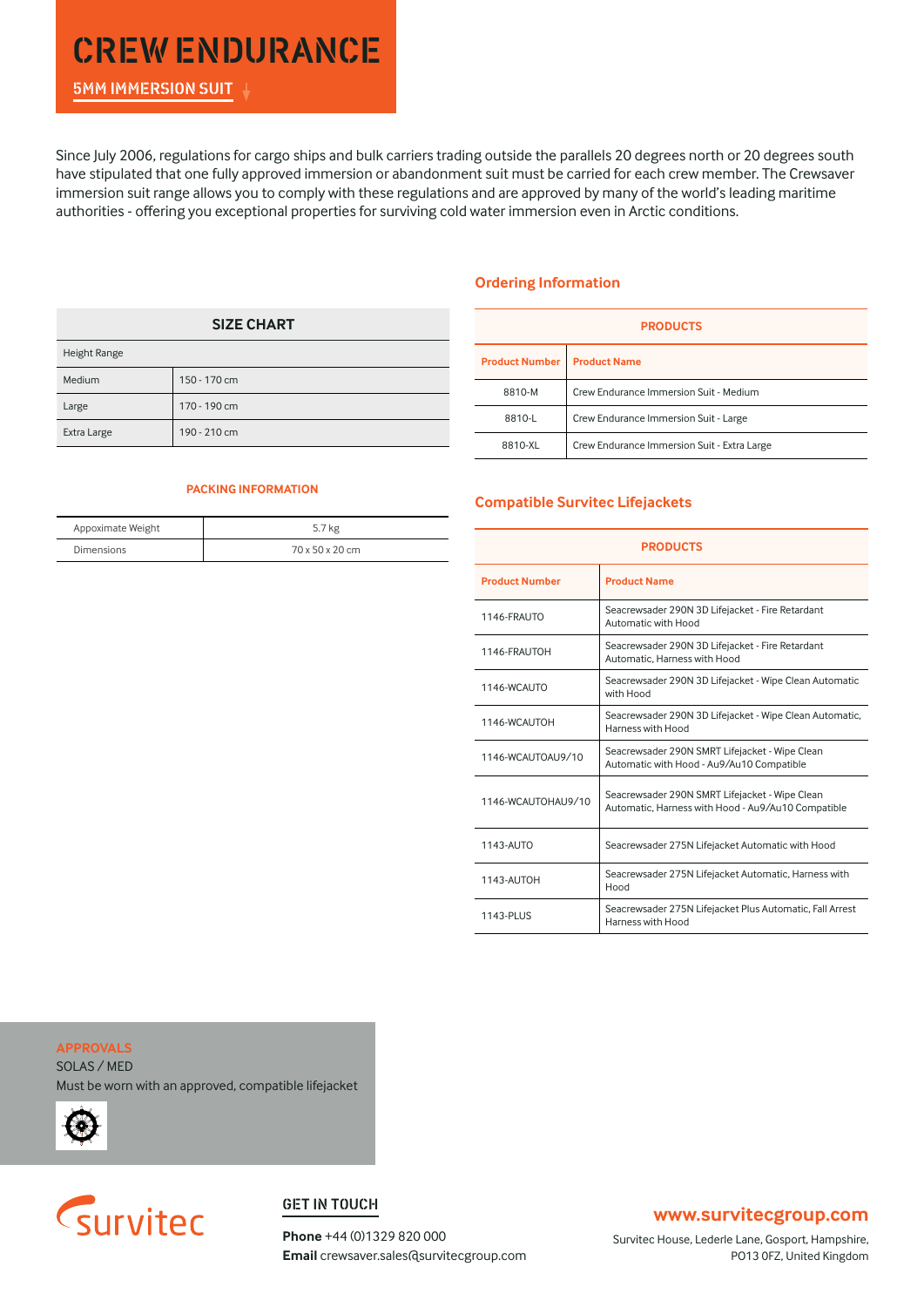# CREW ENDURANCE

## 5MM IMMERSION SUIT

Since July 2006, regulations for cargo ships and bulk carriers trading outside the parallels 20 degrees north or 20 degrees south have stipulated that one fully approved immersion or abandonment suit must be carried for each crew member. The Crewsaver immersion suit range allows you to comply with these regulations and are approved by many of the world's leading maritime authorities - offering you exceptional properties for surviving cold water immersion even in Arctic conditions.

### SIZE CHART

| Height Range | |
|---|---|
| Medium | 150 - 170 cm |
| Large | 170 - 190 cm |
| Extra Large | 190 - 210 cm |

### PACKING INFORMATION

| | |
|---|---|
| Appoximate Weight | 5.7 kg |
| Dimensions | 70 x 50 x 20 cm |

### Ordering Information

**PRODUCTS**

| Product Number | Product Name |
|---|---|
| 8810-M | Crew Endurance Immersion Suit - Medium |
| 8810-L | Crew Endurance Immersion Suit - Large |
| 8810-XL | Crew Endurance Immersion Suit - Extra Large |

### Compatible Survitec Lifejackets

**PRODUCTS**

| Product Number | Product Name |
|---|---|
| 1146-FRAUTO | Seacrewsader 290N 3D Lifejacket - Fire Retardant Automatic with Hood |
| 1146-FRAUTOH | Seacrewsader 290N 3D Lifejacket - Fire Retardant Automatic, Harness with Hood |
| 1146-WCAUTO | Seacrewsader 290N 3D Lifejacket - Wipe Clean Automatic with Hood |
| 1146-WCAUTOH | Seacrewsader 290N 3D Lifejacket - Wipe Clean Automatic, Harness with Hood |
| 1146-WCAUTOAU9/10 | Seacrewsader 290N SMRT Lifejacket - Wipe Clean Automatic with Hood - Au9/Au10 Compatible |
| 1146-WCAUTOHAU9/10 | Seacrewsader 290N SMRT Lifejacket - Wipe Clean Automatic, Harness with Hood - Au9/Au10 Compatible |
| 1143-AUTO | Seacrewsader 275N Lifejacket Automatic with Hood |
| 1143-AUTOH | Seacrewsader 275N Lifejacket Automatic, Harness with Hood |
| 1143-PLUS | Seacrewsader 275N Lifejacket Plus Automatic, Fall Arrest Harness with Hood |

### APPROVALS

SOLAS / MED

Must be worn with an approved, compatible lifejacket

survitec

### GET IN TOUCH

**Phone** +44 (0)1329 820 000
**Email** crewsaver.sales@survitecgroup.com

**www.survitecgroup.com**

Survitec House, Lederle Lane, Gosport, Hampshire, PO13 0FZ, United Kingdom